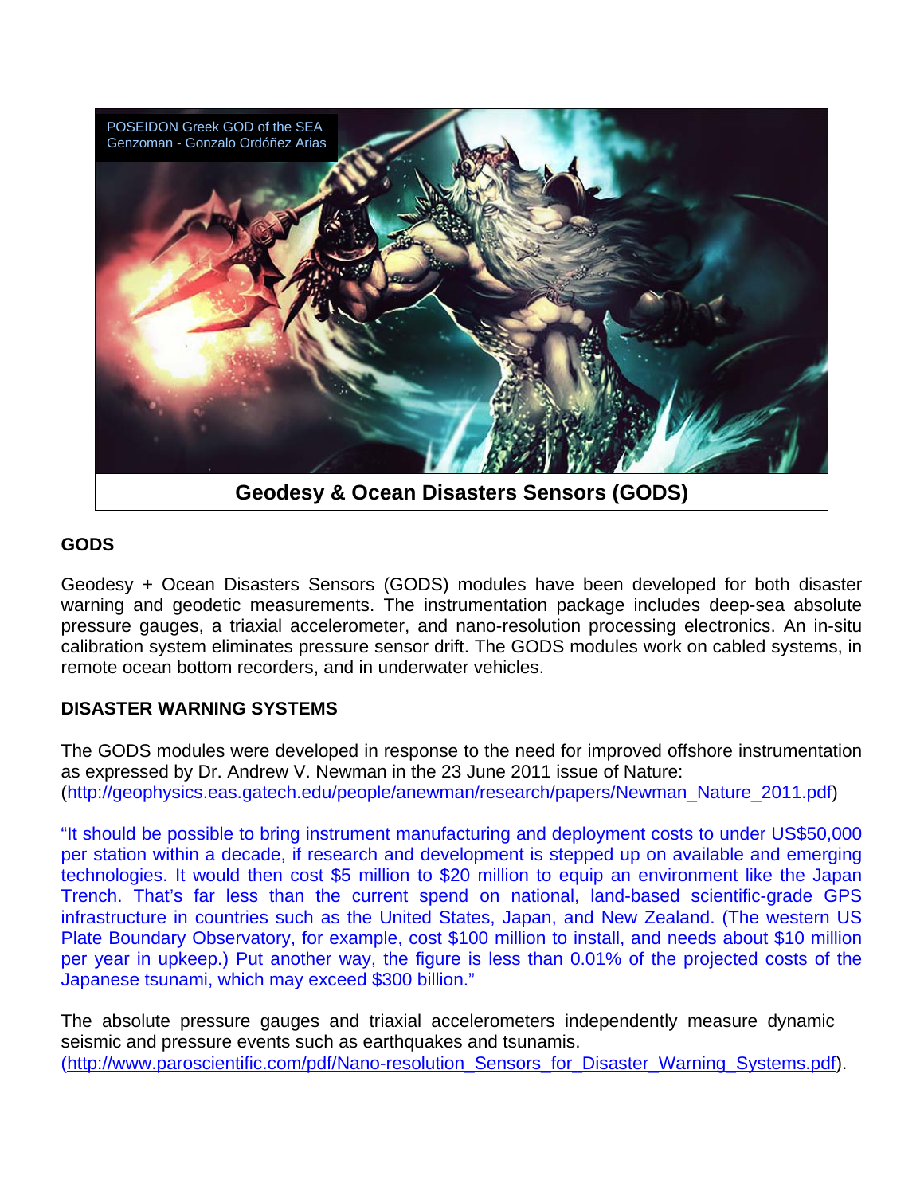POSEIDON Greek GOD of the SEA
Genzoman - Gonzalo Ordóñez Arias

**Geodesy & Ocean Disasters Sensors (GODS)**

## GODS

Geodesy + Ocean Disasters Sensors (GODS) modules have been developed for both disaster warning and geodetic measurements. The instrumentation package includes deep-sea absolute pressure gauges, a triaxial accelerometer, and nano-resolution processing electronics. An in-situ calibration system eliminates pressure sensor drift. The GODS modules work on cabled systems, in remote ocean bottom recorders, and in underwater vehicles.

## DISASTER WARNING SYSTEMS

The GODS modules were developed in response to the need for improved offshore instrumentation as expressed by Dr. Andrew V. Newman in the 23 June 2011 issue of Nature:
(http://geophysics.eas.gatech.edu/people/anewman/research/papers/Newman_Nature_2011.pdf)

"It should be possible to bring instrument manufacturing and deployment costs to under US$50,000 per station within a decade, if research and development is stepped up on available and emerging technologies. It would then cost $5 million to $20 million to equip an environment like the Japan Trench. That's far less than the current spend on national, land-based scientific-grade GPS infrastructure in countries such as the United States, Japan, and New Zealand. (The western US Plate Boundary Observatory, for example, cost $100 million to install, and needs about $10 million per year in upkeep.) Put another way, the figure is less than 0.01% of the projected costs of the Japanese tsunami, which may exceed $300 billion."

The absolute pressure gauges and triaxial accelerometers independently measure dynamic seismic and pressure events such as earthquakes and tsunamis.
(http://www.paroscientific.com/pdf/Nano-resolution_Sensors_for_Disaster_Warning_Systems.pdf).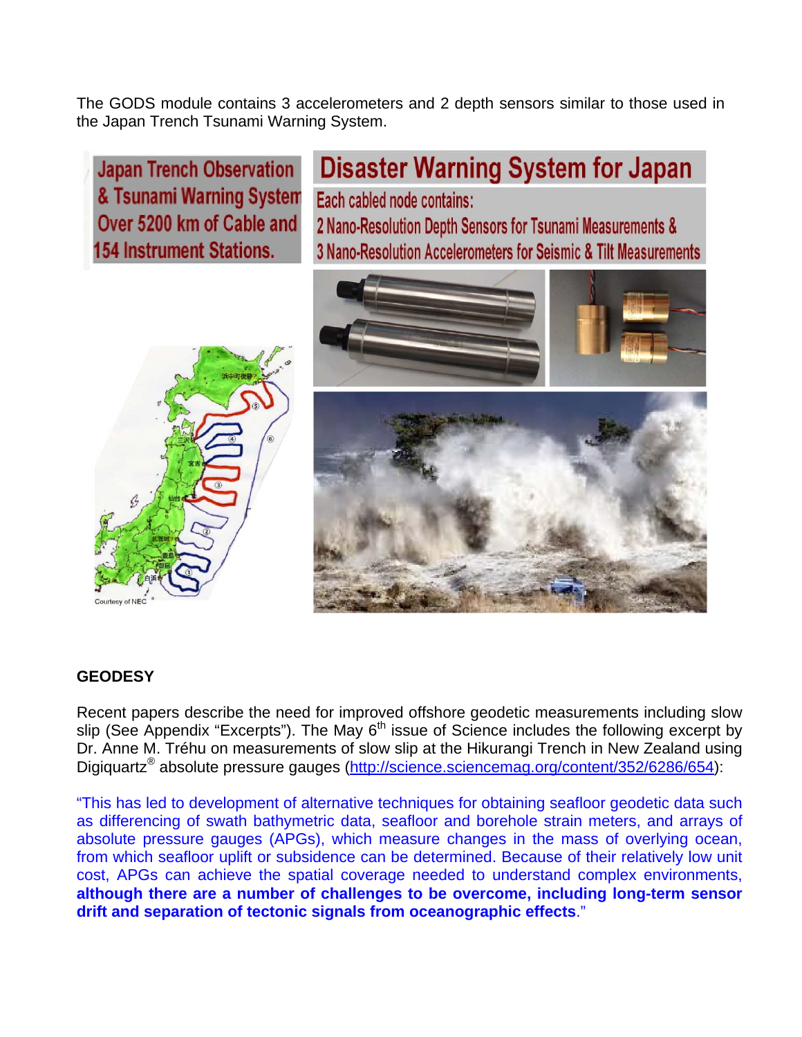The GODS module contains 3 accelerometers and 2 depth sensors similar to those used in the Japan Trench Tsunami Warning System.

Japan Trench Observation & Tsunami Warning System Over 5200 km of Cable and 154 Instrument Stations.

Disaster Warning System for Japan

Each cabled node contains:

2 Nano-Resolution Depth Sensors for Tsunami Measurements &

3 Nano-Resolution Accelerometers for Seismic & Tilt Measurements

Courtesy of NEC

## GEODESY

Recent papers describe the need for improved offshore geodetic measurements including slow slip (See Appendix "Excerpts"). The May 6th issue of Science includes the following excerpt by Dr. Anne M. Tréhu on measurements of slow slip at the Hikurangi Trench in New Zealand using Digiquartz® absolute pressure gauges (http://science.sciencemag.org/content/352/6286/654):

"This has led to development of alternative techniques for obtaining seafloor geodetic data such as differencing of swath bathymetric data, seafloor and borehole strain meters, and arrays of absolute pressure gauges (APGs), which measure changes in the mass of overlying ocean, from which seafloor uplift or subsidence can be determined. Because of their relatively low unit cost, APGs can achieve the spatial coverage needed to understand complex environments, **although there are a number of challenges to be overcome, including long-term sensor drift and separation of tectonic signals from oceanographic effects**."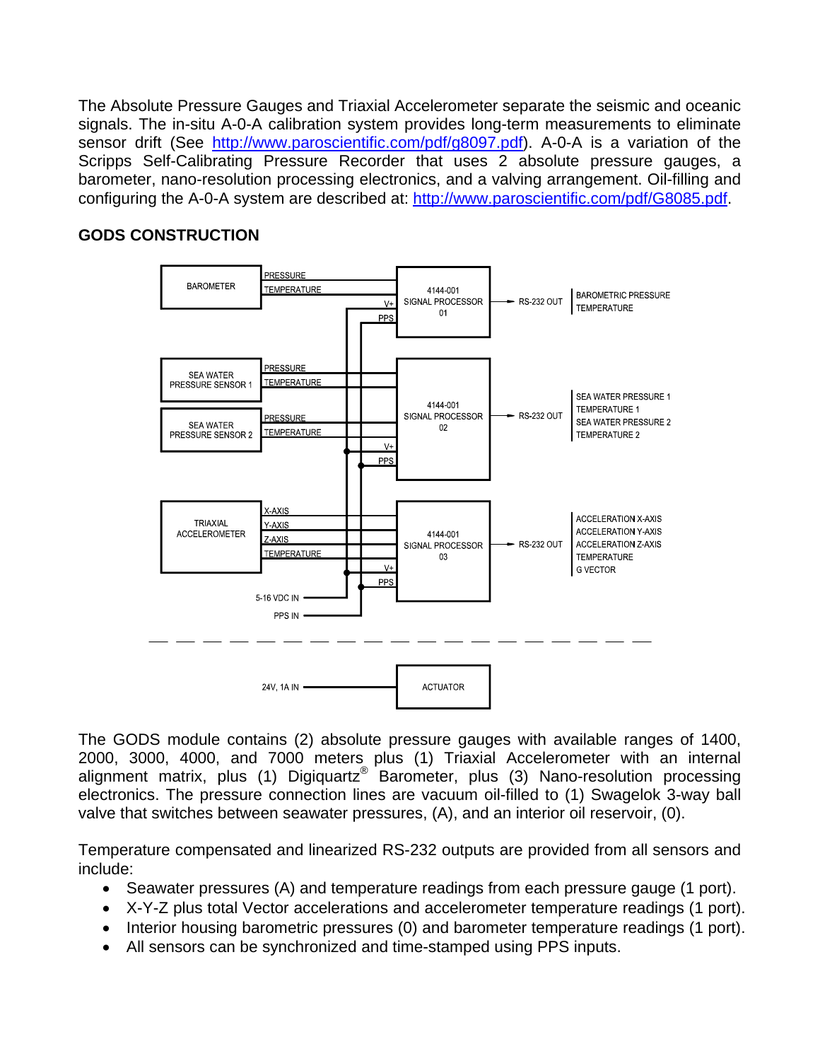The Absolute Pressure Gauges and Triaxial Accelerometer separate the seismic and oceanic signals. The in-situ A-0-A calibration system provides long-term measurements to eliminate sensor drift (See http://www.paroscientific.com/pdf/g8097.pdf). A-0-A is a variation of the Scripps Self-Calibrating Pressure Recorder that uses 2 absolute pressure gauges, a barometer, nano-resolution processing electronics, and a valving arrangement. Oil-filling and configuring the A-0-A system are described at: http://www.paroscientific.com/pdf/G8085.pdf.

## GODS CONSTRUCTION

BAROMETER — PRESSURE, TEMPERATURE, V+, PPS → 4144-001 SIGNAL PROCESSOR 01 → RS-232 OUT: BAROMETRIC PRESSURE, TEMPERATURE

SEA WATER PRESSURE SENSOR 1 — PRESSURE, TEMPERATURE; SEA WATER PRESSURE SENSOR 2 — PRESSURE, TEMPERATURE; V+, PPS → 4144-001 SIGNAL PROCESSOR 02 → RS-232 OUT: SEA WATER PRESSURE 1, TEMPERATURE 1, SEA WATER PRESSURE 2, TEMPERATURE 2

TRIAXIAL ACCELEROMETER — X-AXIS, Y-AXIS, Z-AXIS, TEMPERATURE, V+, PPS → 4144-001 SIGNAL PROCESSOR 03 → RS-232 OUT: ACCELERATION X-AXIS, ACCELERATION Y-AXIS, ACCELERATION Z-AXIS, TEMPERATURE, G VECTOR

5-16 VDC IN

PPS IN

24V, 1A IN → ACTUATOR

The GODS module contains (2) absolute pressure gauges with available ranges of 1400, 2000, 3000, 4000, and 7000 meters plus (1) Triaxial Accelerometer with an internal alignment matrix, plus (1) Digiquartz® Barometer, plus (3) Nano-resolution processing electronics. The pressure connection lines are vacuum oil-filled to (1) Swagelok 3-way ball valve that switches between seawater pressures, (A), and an interior oil reservoir, (0).

Temperature compensated and linearized RS-232 outputs are provided from all sensors and include:

- Seawater pressures (A) and temperature readings from each pressure gauge (1 port).
- X-Y-Z plus total Vector accelerations and accelerometer temperature readings (1 port).
- Interior housing barometric pressures (0) and barometer temperature readings (1 port).
- All sensors can be synchronized and time-stamped using PPS inputs.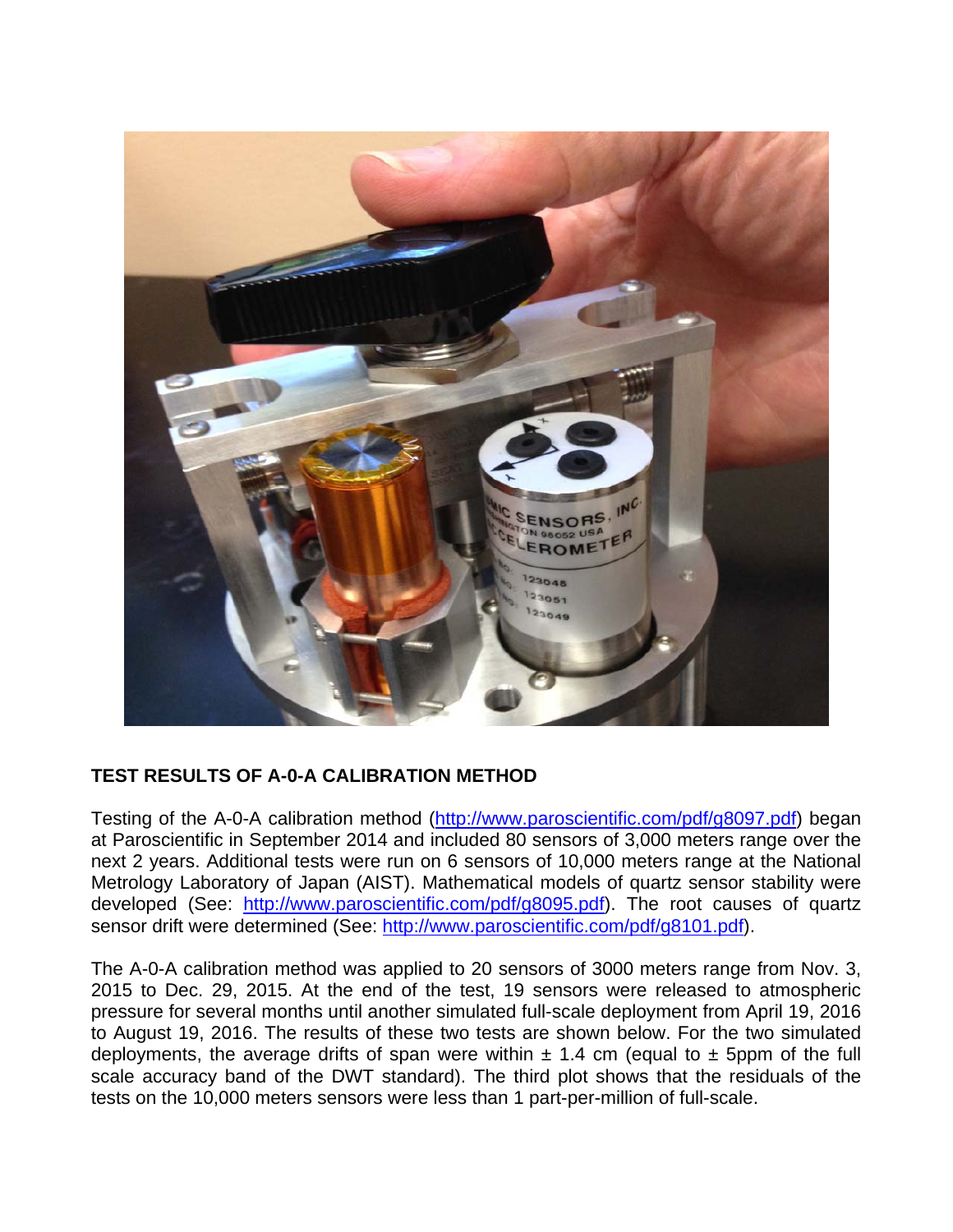## TEST RESULTS OF A-0-A CALIBRATION METHOD

Testing of the A-0-A calibration method (http://www.paroscientific.com/pdf/g8097.pdf) began at Paroscientific in September 2014 and included 80 sensors of 3,000 meters range over the next 2 years. Additional tests were run on 6 sensors of 10,000 meters range at the National Metrology Laboratory of Japan (AIST). Mathematical models of quartz sensor stability were developed (See: http://www.paroscientific.com/pdf/g8095.pdf). The root causes of quartz sensor drift were determined (See: http://www.paroscientific.com/pdf/g8101.pdf).

The A-0-A calibration method was applied to 20 sensors of 3000 meters range from Nov. 3, 2015 to Dec. 29, 2015. At the end of the test, 19 sensors were released to atmospheric pressure for several months until another simulated full-scale deployment from April 19, 2016 to August 19, 2016. The results of these two tests are shown below. For the two simulated deployments, the average drifts of span were within ± 1.4 cm (equal to ± 5ppm of the full scale accuracy band of the DWT standard). The third plot shows that the residuals of the tests on the 10,000 meters sensors were less than 1 part-per-million of full-scale.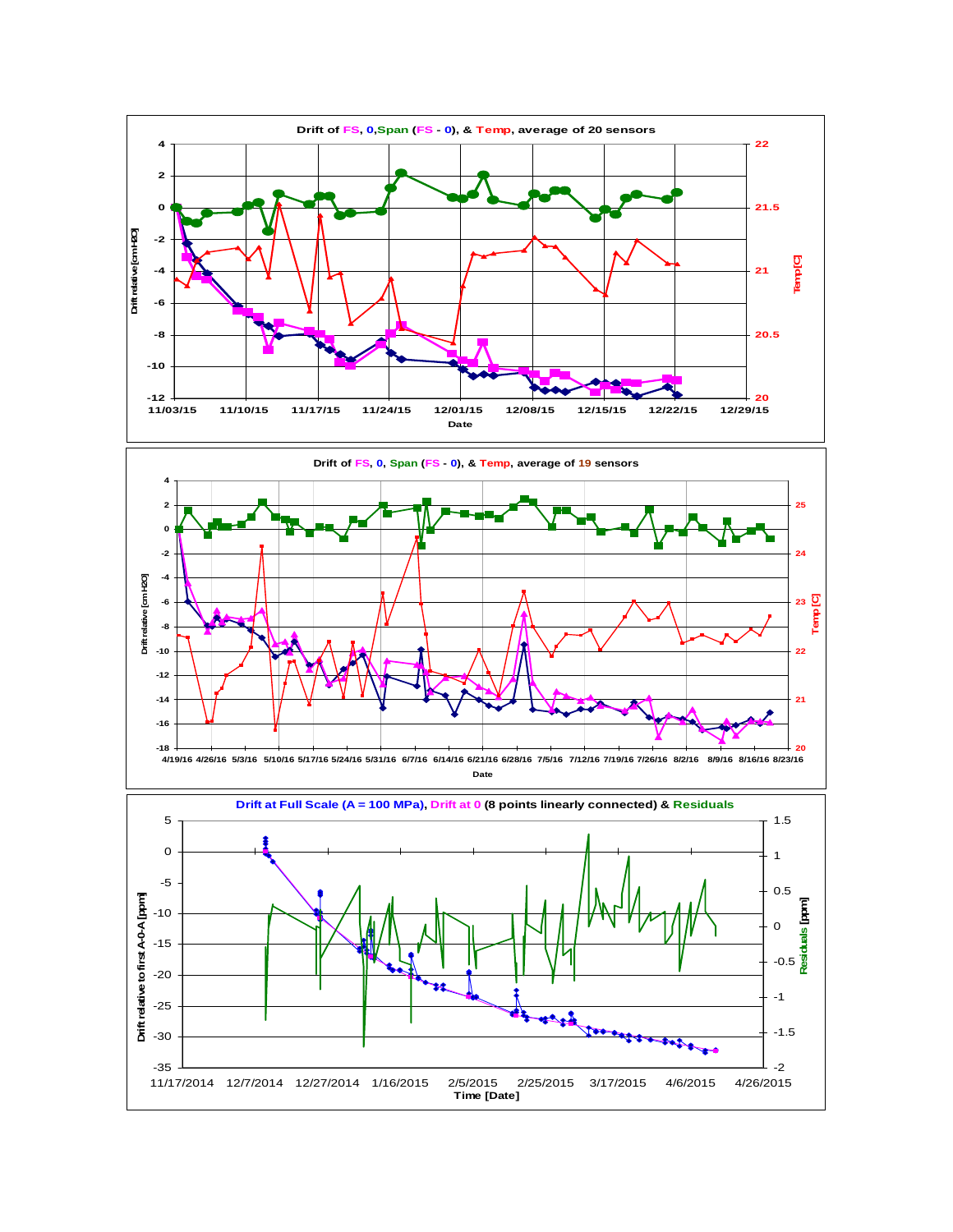**Drift of FS, 0, Span (FS - 0), & Temp, average of 20 sensors**

Drift relative [cmH2O]

Temp [C]

Date

11/03/15 11/10/15 11/17/15 11/24/15 12/01/15 12/08/15 12/15/15 12/22/15 12/29/15

**Drift of FS, 0, Span (FS - 0), & Temp, average of 19 sensors**

Drift relative [cmH2O]

Temp [C]

Date

4/19/16 4/26/16 5/3/16 5/10/16 5/17/16 5/24/16 5/31/16 6/7/16 6/14/16 6/21/16 6/28/16 7/5/16 7/12/16 7/19/16 7/26/16 8/2/16 8/9/16 8/16/16 8/23/16

**Drift at Full Scale (A = 100 MPa), Drift at 0 (8 points linearly connected) & Residuals**

Drift relative to first A-0-A [ppm]

Residuals [ppm]

Time [Date]

11/17/2014 12/7/2014 12/27/2014 1/16/2015 2/5/2015 2/25/2015 3/17/2015 4/6/2015 4/26/2015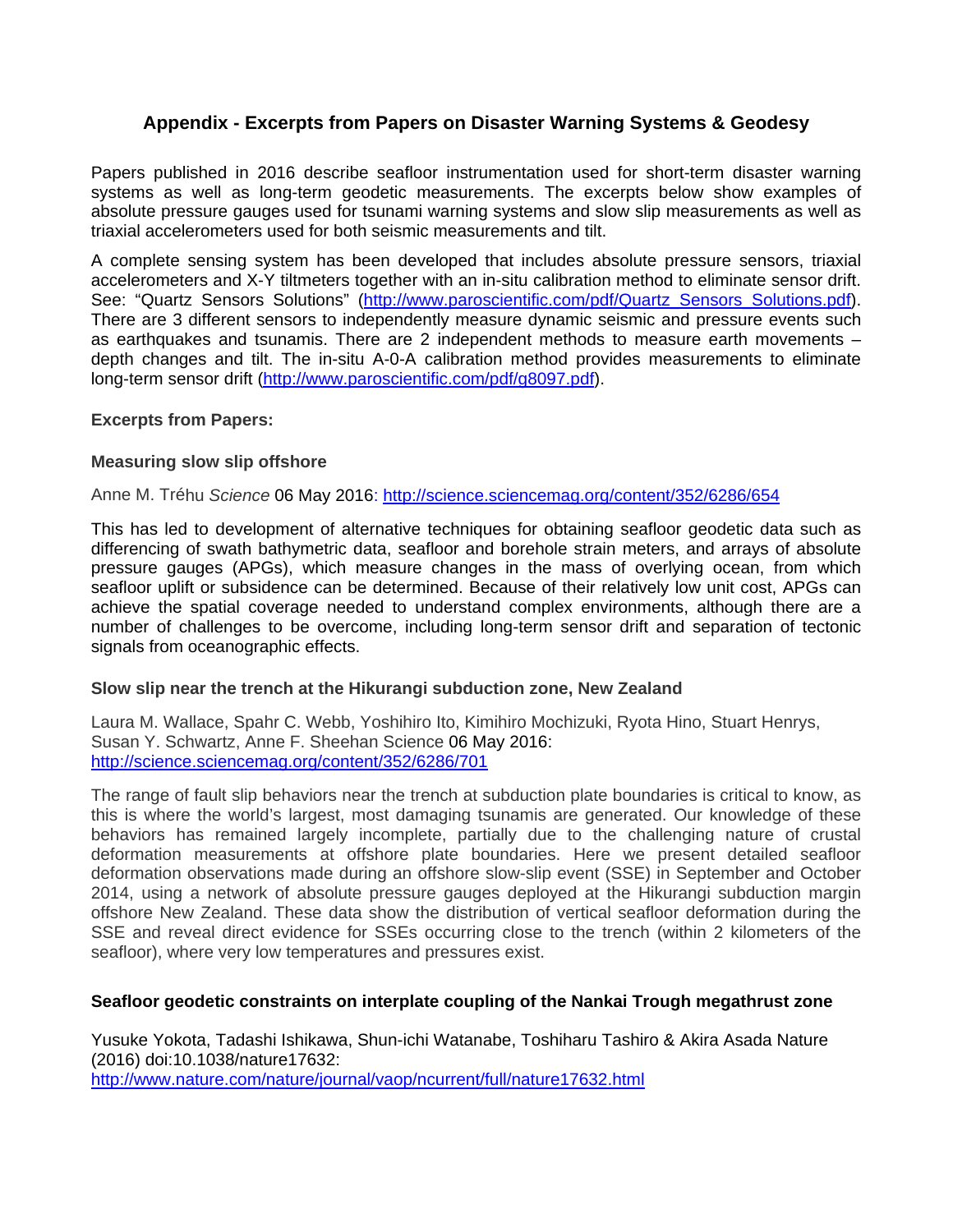## Appendix - Excerpts from Papers on Disaster Warning Systems & Geodesy

Papers published in 2016 describe seafloor instrumentation used for short-term disaster warning systems as well as long-term geodetic measurements. The excerpts below show examples of absolute pressure gauges used for tsunami warning systems and slow slip measurements as well as triaxial accelerometers used for both seismic measurements and tilt.

A complete sensing system has been developed that includes absolute pressure sensors, triaxial accelerometers and X-Y tiltmeters together with an in-situ calibration method to eliminate sensor drift. See: "Quartz Sensors Solutions" (http://www.paroscientific.com/pdf/Quartz_Sensors_Solutions.pdf). There are 3 different sensors to independently measure dynamic seismic and pressure events such as earthquakes and tsunamis. There are 2 independent methods to measure earth movements – depth changes and tilt. The in-situ A-0-A calibration method provides measurements to eliminate long-term sensor drift (http://www.paroscientific.com/pdf/g8097.pdf).

**Excerpts from Papers:**

**Measuring slow slip offshore**

Anne M. Tréhu *Science* 06 May 2016: http://science.sciencemag.org/content/352/6286/654

This has led to development of alternative techniques for obtaining seafloor geodetic data such as differencing of swath bathymetric data, seafloor and borehole strain meters, and arrays of absolute pressure gauges (APGs), which measure changes in the mass of overlying ocean, from which seafloor uplift or subsidence can be determined. Because of their relatively low unit cost, APGs can achieve the spatial coverage needed to understand complex environments, although there are a number of challenges to be overcome, including long-term sensor drift and separation of tectonic signals from oceanographic effects.

**Slow slip near the trench at the Hikurangi subduction zone, New Zealand**

Laura M. Wallace, Spahr C. Webb, Yoshihiro Ito, Kimihiro Mochizuki, Ryota Hino, Stuart Henrys, Susan Y. Schwartz, Anne F. Sheehan Science 06 May 2016: http://science.sciencemag.org/content/352/6286/701

The range of fault slip behaviors near the trench at subduction plate boundaries is critical to know, as this is where the world's largest, most damaging tsunamis are generated. Our knowledge of these behaviors has remained largely incomplete, partially due to the challenging nature of crustal deformation measurements at offshore plate boundaries. Here we present detailed seafloor deformation observations made during an offshore slow-slip event (SSE) in September and October 2014, using a network of absolute pressure gauges deployed at the Hikurangi subduction margin offshore New Zealand. These data show the distribution of vertical seafloor deformation during the SSE and reveal direct evidence for SSEs occurring close to the trench (within 2 kilometers of the seafloor), where very low temperatures and pressures exist.

**Seafloor geodetic constraints on interplate coupling of the Nankai Trough megathrust zone**

Yusuke Yokota, Tadashi Ishikawa, Shun-ichi Watanabe, Toshiharu Tashiro & Akira Asada Nature (2016) doi:10.1038/nature17632: http://www.nature.com/nature/journal/vaop/ncurrent/full/nature17632.html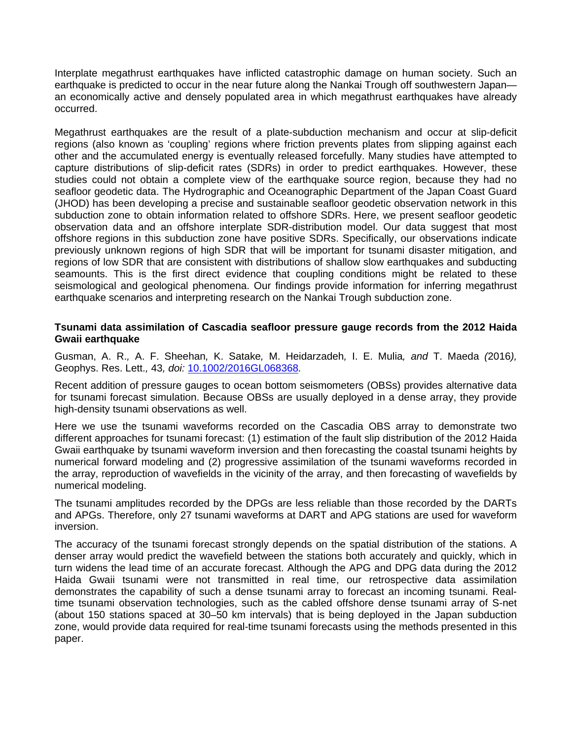Interplate megathrust earthquakes have inflicted catastrophic damage on human society. Such an earthquake is predicted to occur in the near future along the Nankai Trough off southwestern Japan—an economically active and densely populated area in which megathrust earthquakes have already occurred.

Megathrust earthquakes are the result of a plate-subduction mechanism and occur at slip-deficit regions (also known as 'coupling' regions where friction prevents plates from slipping against each other and the accumulated energy is eventually released forcefully. Many studies have attempted to capture distributions of slip-deficit rates (SDRs) in order to predict earthquakes. However, these studies could not obtain a complete view of the earthquake source region, because they had no seafloor geodetic data. The Hydrographic and Oceanographic Department of the Japan Coast Guard (JHOD) has been developing a precise and sustainable seafloor geodetic observation network in this subduction zone to obtain information related to offshore SDRs. Here, we present seafloor geodetic observation data and an offshore interplate SDR-distribution model. Our data suggest that most offshore regions in this subduction zone have positive SDRs. Specifically, our observations indicate previously unknown regions of high SDR that will be important for tsunami disaster mitigation, and regions of low SDR that are consistent with distributions of shallow slow earthquakes and subducting seamounts. This is the first direct evidence that coupling conditions might be related to these seismological and geological phenomena. Our findings provide information for inferring megathrust earthquake scenarios and interpreting research on the Nankai Trough subduction zone.

**Tsunami data assimilation of Cascadia seafloor pressure gauge records from the 2012 Haida Gwaii earthquake**

Gusman, A. R., A. F. Sheehan, K. Satake, M. Heidarzadeh, I. E. Mulia, *and* T. Maeda (2016), Geophys. Res. Lett., 43, *doi:* [10.1002/2016GL068368](https://doi.org/10.1002/2016GL068368).

Recent addition of pressure gauges to ocean bottom seismometers (OBSs) provides alternative data for tsunami forecast simulation. Because OBSs are usually deployed in a dense array, they provide high-density tsunami observations as well.

Here we use the tsunami waveforms recorded on the Cascadia OBS array to demonstrate two different approaches for tsunami forecast: (1) estimation of the fault slip distribution of the 2012 Haida Gwaii earthquake by tsunami waveform inversion and then forecasting the coastal tsunami heights by numerical forward modeling and (2) progressive assimilation of the tsunami waveforms recorded in the array, reproduction of wavefields in the vicinity of the array, and then forecasting of wavefields by numerical modeling.

The tsunami amplitudes recorded by the DPGs are less reliable than those recorded by the DARTs and APGs. Therefore, only 27 tsunami waveforms at DART and APG stations are used for waveform inversion.

The accuracy of the tsunami forecast strongly depends on the spatial distribution of the stations. A denser array would predict the wavefield between the stations both accurately and quickly, which in turn widens the lead time of an accurate forecast. Although the APG and DPG data during the 2012 Haida Gwaii tsunami were not transmitted in real time, our retrospective data assimilation demonstrates the capability of such a dense tsunami array to forecast an incoming tsunami. Real-time tsunami observation technologies, such as the cabled offshore dense tsunami array of S-net (about 150 stations spaced at 30–50 km intervals) that is being deployed in the Japan subduction zone, would provide data required for real-time tsunami forecasts using the methods presented in this paper.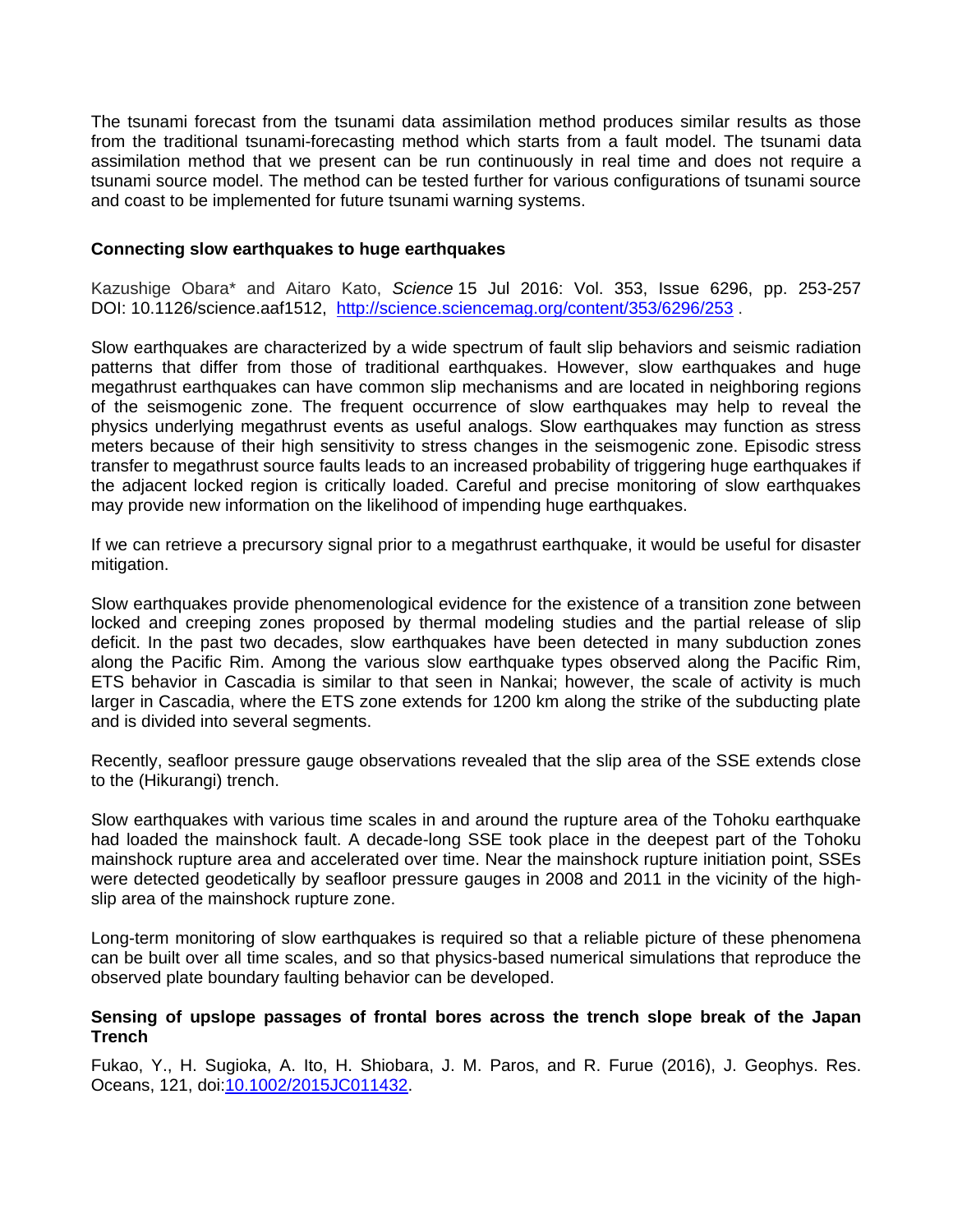The tsunami forecast from the tsunami data assimilation method produces similar results as those from the traditional tsunami-forecasting method which starts from a fault model. The tsunami data assimilation method that we present can be run continuously in real time and does not require a tsunami source model. The method can be tested further for various configurations of tsunami source and coast to be implemented for future tsunami warning systems.

### Connecting slow earthquakes to huge earthquakes

Kazushige Obara* and Aitaro Kato, *Science* 15 Jul 2016: Vol. 353, Issue 6296, pp. 253-257 DOI: 10.1126/science.aaf1512, [http://science.sciencemag.org/content/353/6296/253](http://science.sciencemag.org/content/353/6296/253) .

Slow earthquakes are characterized by a wide spectrum of fault slip behaviors and seismic radiation patterns that differ from those of traditional earthquakes. However, slow earthquakes and huge megathrust earthquakes can have common slip mechanisms and are located in neighboring regions of the seismogenic zone. The frequent occurrence of slow earthquakes may help to reveal the physics underlying megathrust events as useful analogs. Slow earthquakes may function as stress meters because of their high sensitivity to stress changes in the seismogenic zone. Episodic stress transfer to megathrust source faults leads to an increased probability of triggering huge earthquakes if the adjacent locked region is critically loaded. Careful and precise monitoring of slow earthquakes may provide new information on the likelihood of impending huge earthquakes.

If we can retrieve a precursory signal prior to a megathrust earthquake, it would be useful for disaster mitigation.

Slow earthquakes provide phenomenological evidence for the existence of a transition zone between locked and creeping zones proposed by thermal modeling studies and the partial release of slip deficit. In the past two decades, slow earthquakes have been detected in many subduction zones along the Pacific Rim. Among the various slow earthquake types observed along the Pacific Rim, ETS behavior in Cascadia is similar to that seen in Nankai; however, the scale of activity is much larger in Cascadia, where the ETS zone extends for 1200 km along the strike of the subducting plate and is divided into several segments.

Recently, seafloor pressure gauge observations revealed that the slip area of the SSE extends close to the (Hikurangi) trench.

Slow earthquakes with various time scales in and around the rupture area of the Tohoku earthquake had loaded the mainshock fault. A decade-long SSE took place in the deepest part of the Tohoku mainshock rupture area and accelerated over time. Near the mainshock rupture initiation point, SSEs were detected geodetically by seafloor pressure gauges in 2008 and 2011 in the vicinity of the high-slip area of the mainshock rupture zone.

Long-term monitoring of slow earthquakes is required so that a reliable picture of these phenomena can be built over all time scales, and so that physics-based numerical simulations that reproduce the observed plate boundary faulting behavior can be developed.

### Sensing of upslope passages of frontal bores across the trench slope break of the Japan Trench

Fukao, Y., H. Sugioka, A. Ito, H. Shiobara, J. M. Paros, and R. Furue (2016), J. Geophys. Res. Oceans, 121, doi:[10.1002/2015JC011432](10.1002/2015JC011432).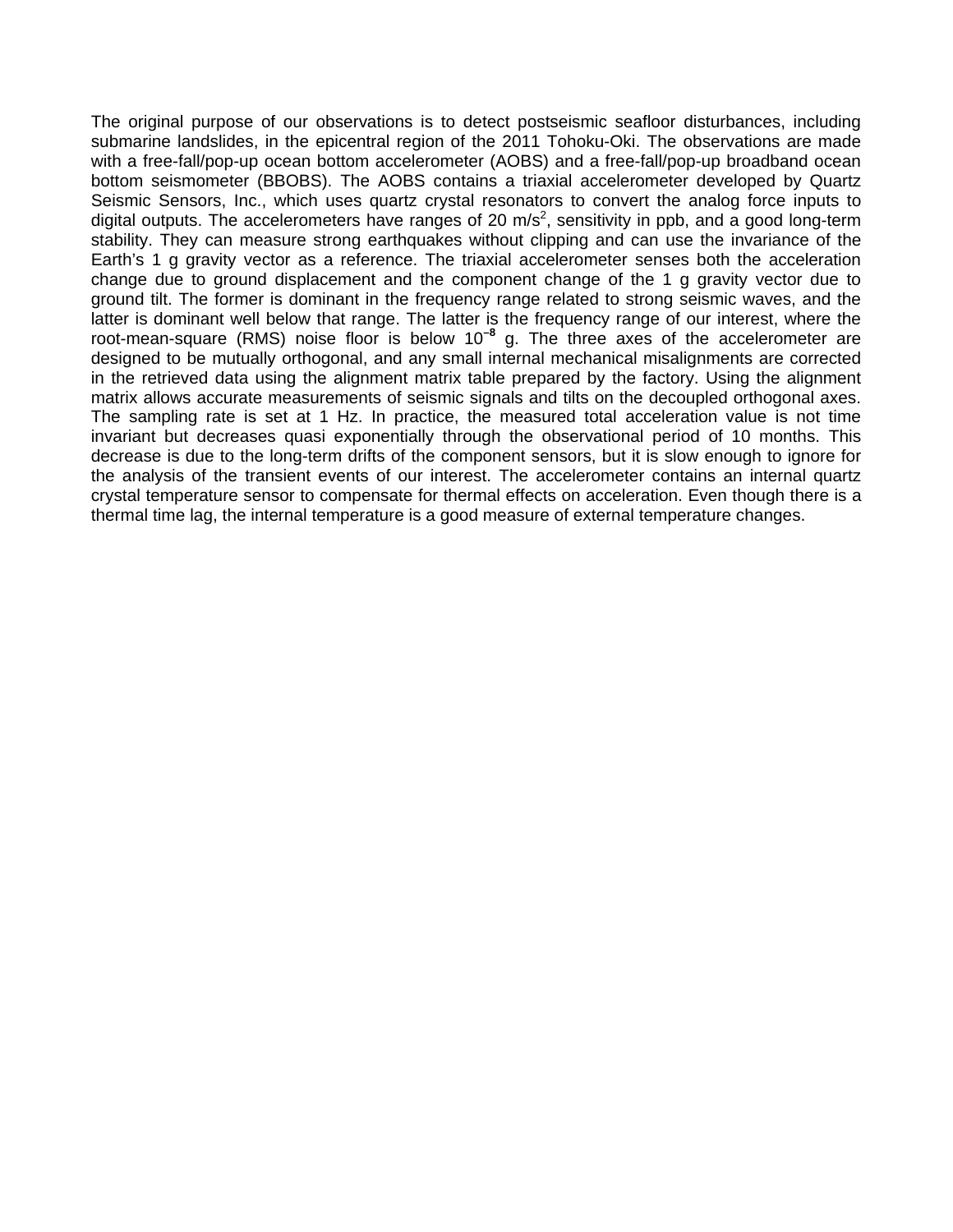The original purpose of our observations is to detect postseismic seafloor disturbances, including submarine landslides, in the epicentral region of the 2011 Tohoku-Oki. The observations are made with a free-fall/pop-up ocean bottom accelerometer (AOBS) and a free-fall/pop-up broadband ocean bottom seismometer (BBOBS). The AOBS contains a triaxial accelerometer developed by Quartz Seismic Sensors, Inc., which uses quartz crystal resonators to convert the analog force inputs to digital outputs. The accelerometers have ranges of 20 $m/s^2$, sensitivity in ppb, and a good long-term stability. They can measure strong earthquakes without clipping and can use the invariance of the Earth's 1 g gravity vector as a reference. The triaxial accelerometer senses both the acceleration change due to ground displacement and the component change of the 1 g gravity vector due to ground tilt. The former is dominant in the frequency range related to strong seismic waves, and the latter is dominant well below that range. The latter is the frequency range of our interest, where the root-mean-square (RMS) noise floor is below $10^{-8}$ g. The three axes of the accelerometer are designed to be mutually orthogonal, and any small internal mechanical misalignments are corrected in the retrieved data using the alignment matrix table prepared by the factory. Using the alignment matrix allows accurate measurements of seismic signals and tilts on the decoupled orthogonal axes. The sampling rate is set at 1 Hz. In practice, the measured total acceleration value is not time invariant but decreases quasi exponentially through the observational period of 10 months. This decrease is due to the long-term drifts of the component sensors, but it is slow enough to ignore for the analysis of the transient events of our interest. The accelerometer contains an internal quartz crystal temperature sensor to compensate for thermal effects on acceleration. Even though there is a thermal time lag, the internal temperature is a good measure of external temperature changes.